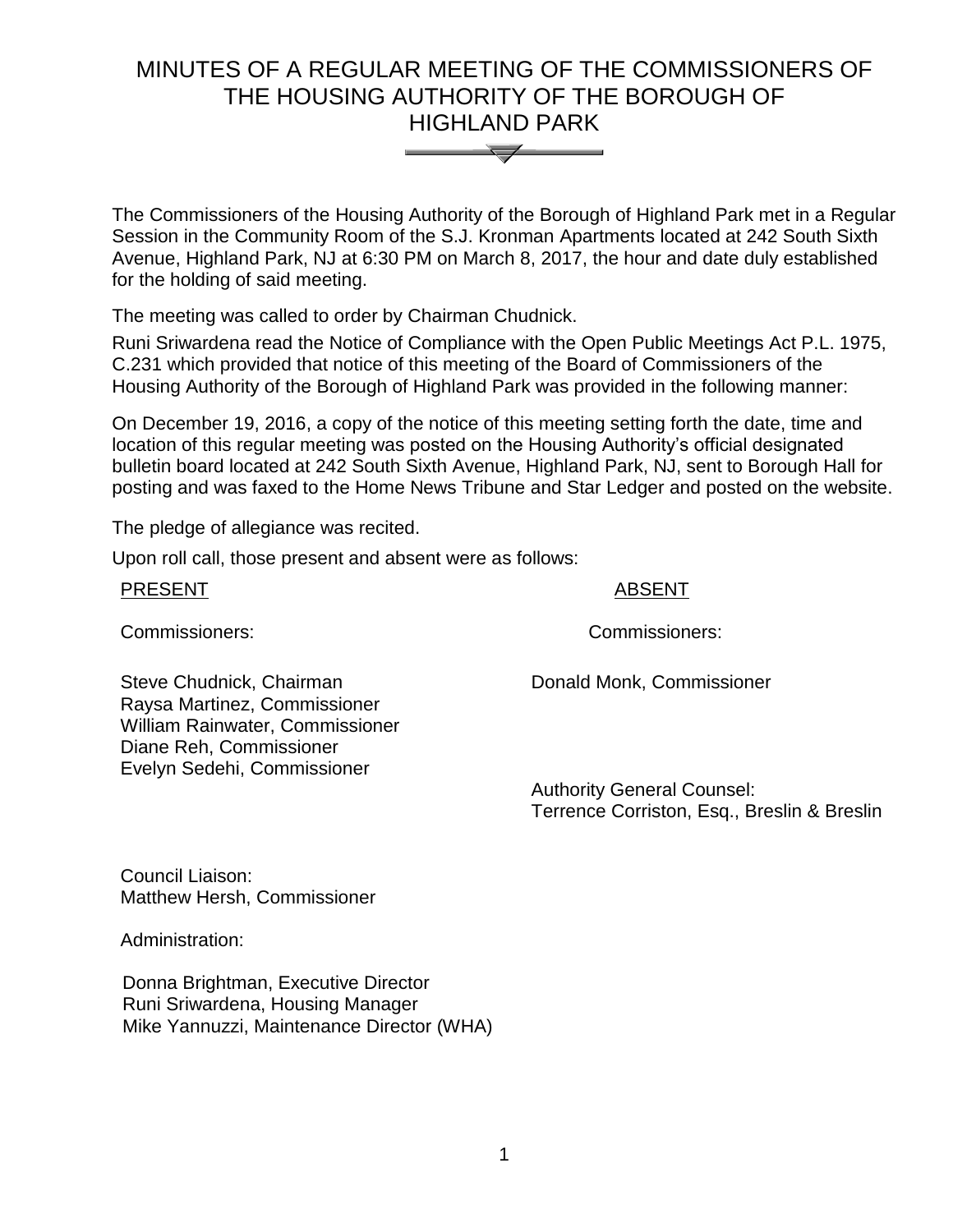# MINUTES OF A REGULAR MEETING OF THE COMMISSIONERS OF THE HOUSING AUTHORITY OF THE BOROUGH OF HIGHLAND PARK

The Commissioners of the Housing Authority of the Borough of Highland Park met in a Regular Session in the Community Room of the S.J. Kronman Apartments located at 242 South Sixth Avenue, Highland Park, NJ at 6:30 PM on March 8, 2017, the hour and date duly established for the holding of said meeting.

The meeting was called to order by Chairman Chudnick.

Runi Sriwardena read the Notice of Compliance with the Open Public Meetings Act P.L. 1975, C.231 which provided that notice of this meeting of the Board of Commissioners of the Housing Authority of the Borough of Highland Park was provided in the following manner:

On December 19, 2016, a copy of the notice of this meeting setting forth the date, time and location of this regular meeting was posted on the Housing Authority's official designated bulletin board located at 242 South Sixth Avenue, Highland Park, NJ, sent to Borough Hall for posting and was faxed to the Home News Tribune and Star Ledger and posted on the website.

The pledge of allegiance was recited.

Upon roll call, those present and absent were as follows:

<u>PRESENT</u>

Commissioners:

Steve Chudnick, Chairman
Raysa Martinez, Commissioner
William Rainwater, Commissioner
Diane Reh, Commissioner
Evelyn Sedehi, Commissioner

Council Liaison:
Matthew Hersh, Commissioner

Administration:

Donna Brightman, Executive Director
Runi Sriwardena, Housing Manager
Mike Yannuzzi, Maintenance Director (WHA)

<u>ABSENT</u>

Commissioners:

Donald Monk, Commissioner

Authority General Counsel:
Terrence Corriston, Esq., Breslin & Breslin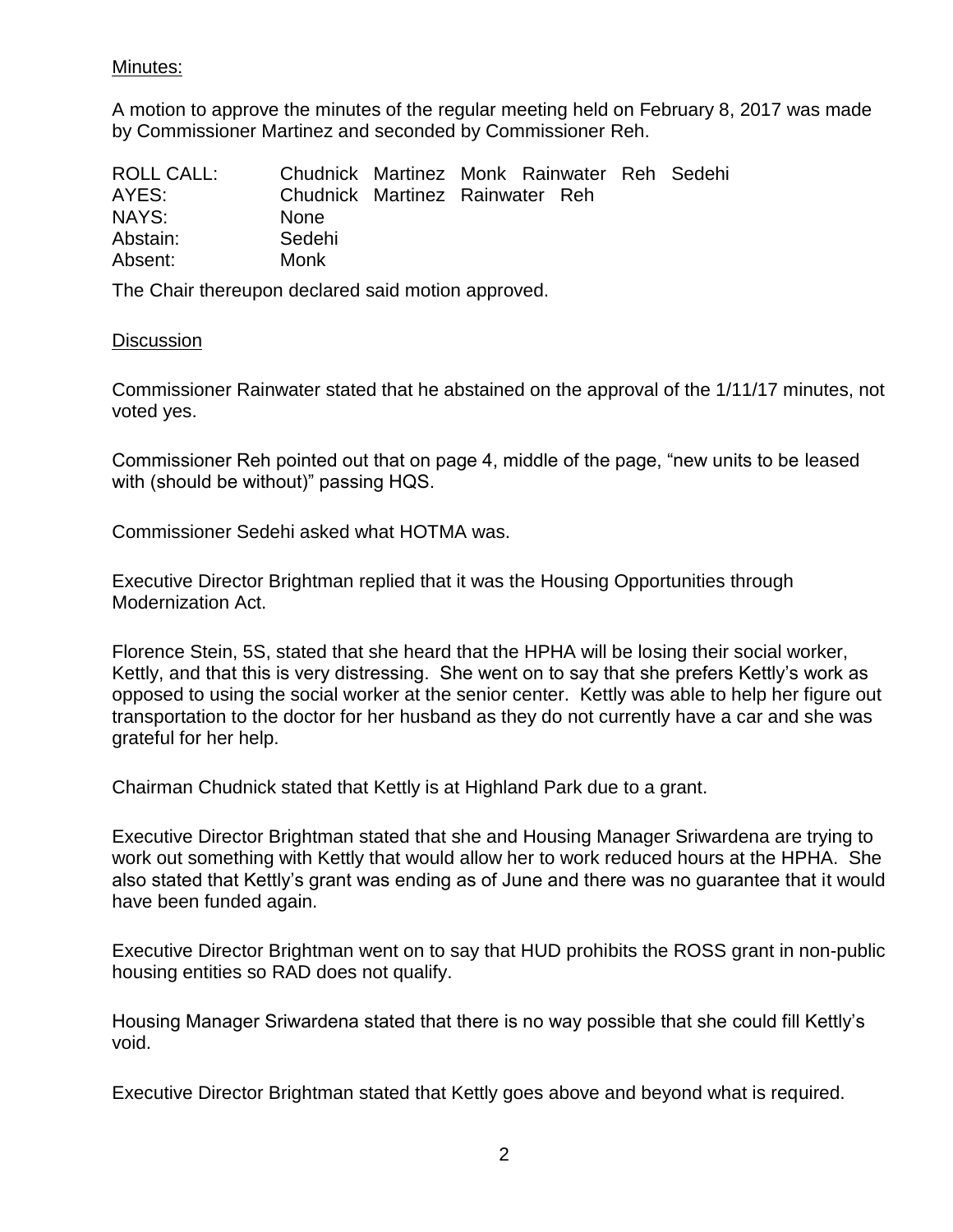Minutes:

A motion to approve the minutes of the regular meeting held on February 8, 2017 was made by Commissioner Martinez and seconded by Commissioner Reh.

| | |
|---|---|
| ROLL CALL: | Chudnick Martinez Monk Rainwater Reh Sedehi |
| AYES: | Chudnick Martinez Rainwater Reh |
| NAYS: | None |
| Abstain: | Sedehi |
| Absent: | Monk |

The Chair thereupon declared said motion approved.

Discussion

Commissioner Rainwater stated that he abstained on the approval of the 1/11/17 minutes, not voted yes.

Commissioner Reh pointed out that on page 4, middle of the page, "new units to be leased with (should be without)" passing HQS.

Commissioner Sedehi asked what HOTMA was.

Executive Director Brightman replied that it was the Housing Opportunities through Modernization Act.

Florence Stein, 5S, stated that she heard that the HPHA will be losing their social worker, Kettly, and that this is very distressing. She went on to say that she prefers Kettly's work as opposed to using the social worker at the senior center. Kettly was able to help her figure out transportation to the doctor for her husband as they do not currently have a car and she was grateful for her help.

Chairman Chudnick stated that Kettly is at Highland Park due to a grant.

Executive Director Brightman stated that she and Housing Manager Sriwardena are trying to work out something with Kettly that would allow her to work reduced hours at the HPHA. She also stated that Kettly's grant was ending as of June and there was no guarantee that it would have been funded again.

Executive Director Brightman went on to say that HUD prohibits the ROSS grant in non-public housing entities so RAD does not qualify.

Housing Manager Sriwardena stated that there is no way possible that she could fill Kettly's void.

Executive Director Brightman stated that Kettly goes above and beyond what is required.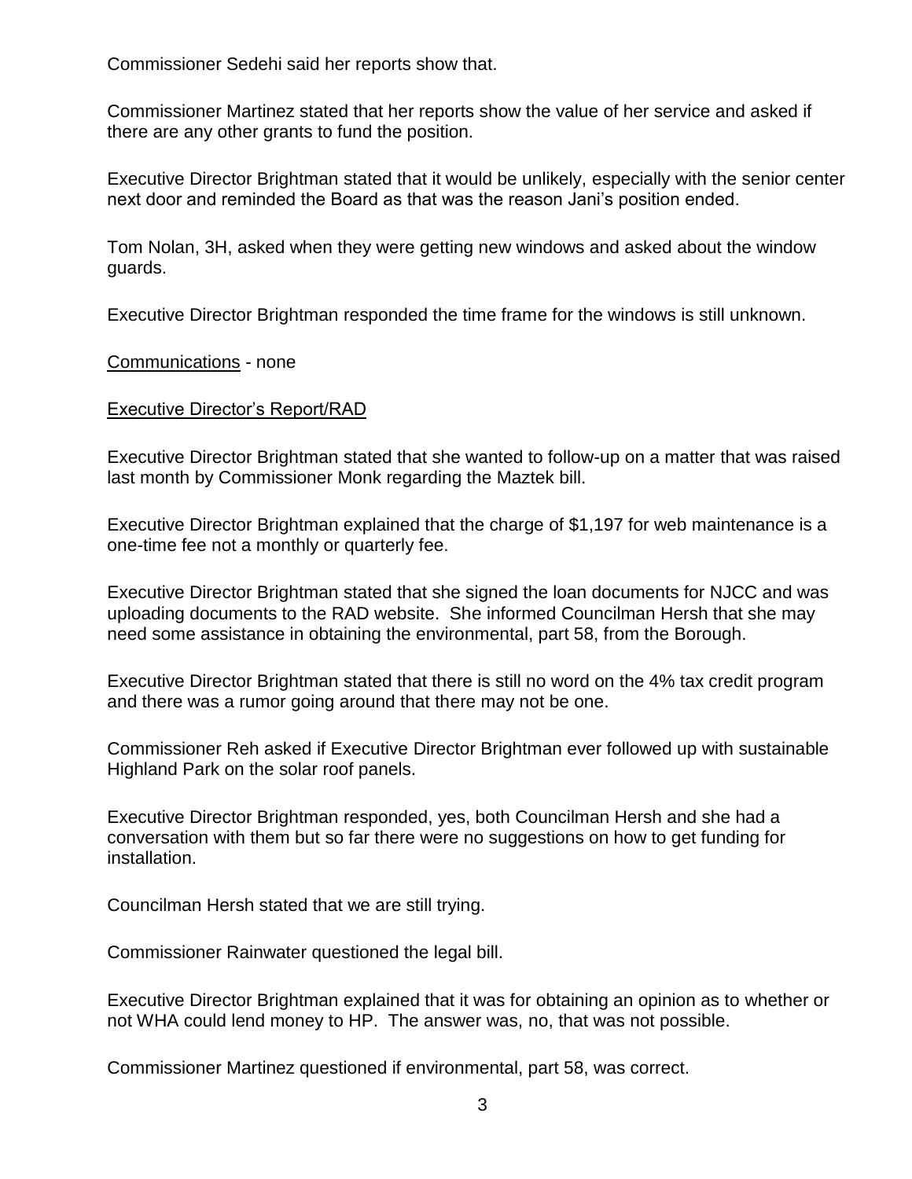Commissioner Sedehi said her reports show that.

Commissioner Martinez stated that her reports show the value of her service and asked if there are any other grants to fund the position.

Executive Director Brightman stated that it would be unlikely, especially with the senior center next door and reminded the Board as that was the reason Jani's position ended.

Tom Nolan, 3H, asked when they were getting new windows and asked about the window guards.

Executive Director Brightman responded the time frame for the windows is still unknown.

<u>Communications</u> - none

<u>Executive Director's Report/RAD</u>

Executive Director Brightman stated that she wanted to follow-up on a matter that was raised last month by Commissioner Monk regarding the Maztek bill.

Executive Director Brightman explained that the charge of $1,197 for web maintenance is a one-time fee not a monthly or quarterly fee.

Executive Director Brightman stated that she signed the loan documents for NJCC and was uploading documents to the RAD website. She informed Councilman Hersh that she may need some assistance in obtaining the environmental, part 58, from the Borough.

Executive Director Brightman stated that there is still no word on the 4% tax credit program and there was a rumor going around that there may not be one.

Commissioner Reh asked if Executive Director Brightman ever followed up with sustainable Highland Park on the solar roof panels.

Executive Director Brightman responded, yes, both Councilman Hersh and she had a conversation with them but so far there were no suggestions on how to get funding for installation.

Councilman Hersh stated that we are still trying.

Commissioner Rainwater questioned the legal bill.

Executive Director Brightman explained that it was for obtaining an opinion as to whether or not WHA could lend money to HP. The answer was, no, that was not possible.

Commissioner Martinez questioned if environmental, part 58, was correct.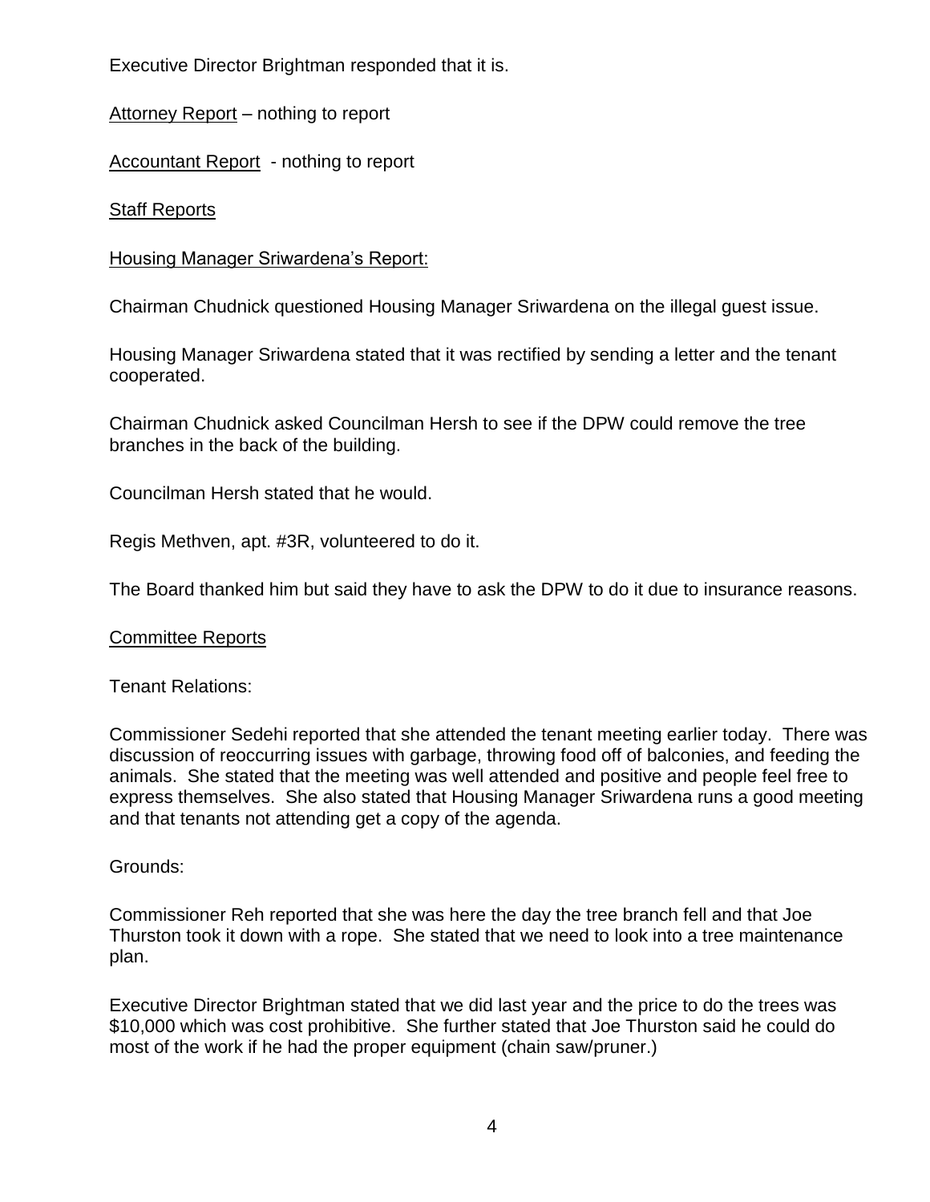Executive Director Brightman responded that it is.

<u>Attorney Report</u> – nothing to report

<u>Accountant Report</u> - nothing to report

<u>Staff Reports</u>

<u>Housing Manager Sriwardena's Report:</u>

Chairman Chudnick questioned Housing Manager Sriwardena on the illegal guest issue.

Housing Manager Sriwardena stated that it was rectified by sending a letter and the tenant cooperated.

Chairman Chudnick asked Councilman Hersh to see if the DPW could remove the tree branches in the back of the building.

Councilman Hersh stated that he would.

Regis Methven, apt. #3R, volunteered to do it.

The Board thanked him but said they have to ask the DPW to do it due to insurance reasons.

<u>Committee Reports</u>

Tenant Relations:

Commissioner Sedehi reported that she attended the tenant meeting earlier today. There was discussion of reoccurring issues with garbage, throwing food off of balconies, and feeding the animals. She stated that the meeting was well attended and positive and people feel free to express themselves. She also stated that Housing Manager Sriwardena runs a good meeting and that tenants not attending get a copy of the agenda.

Grounds:

Commissioner Reh reported that she was here the day the tree branch fell and that Joe Thurston took it down with a rope. She stated that we need to look into a tree maintenance plan.

Executive Director Brightman stated that we did last year and the price to do the trees was $10,000 which was cost prohibitive. She further stated that Joe Thurston said he could do most of the work if he had the proper equipment (chain saw/pruner.)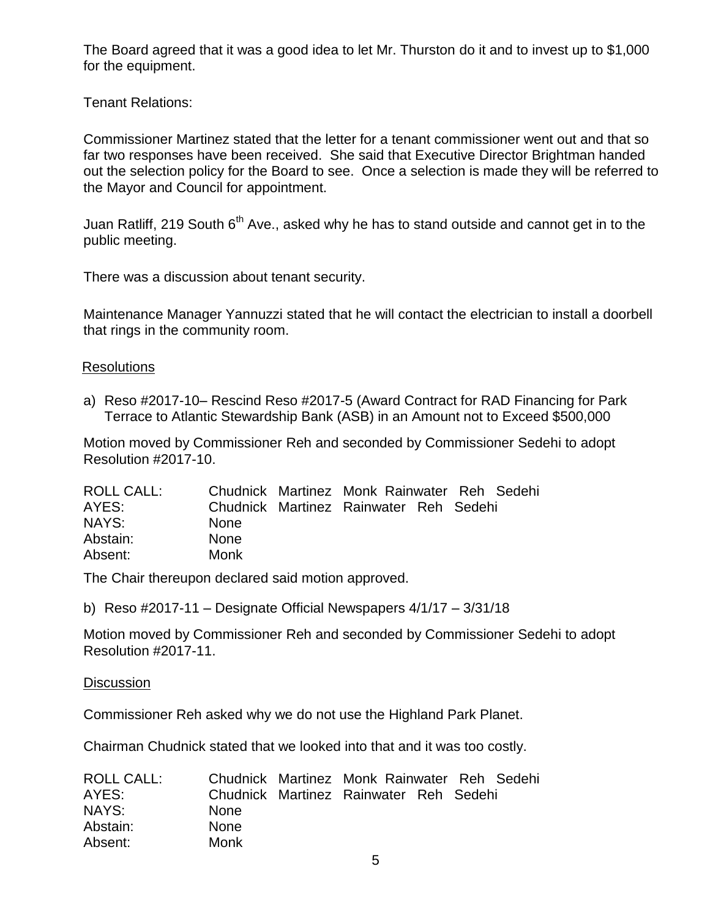The Board agreed that it was a good idea to let Mr. Thurston do it and to invest up to $1,000 for the equipment.

Tenant Relations:

Commissioner Martinez stated that the letter for a tenant commissioner went out and that so far two responses have been received. She said that Executive Director Brightman handed out the selection policy for the Board to see. Once a selection is made they will be referred to the Mayor and Council for appointment.

Juan Ratliff, 219 South 6th Ave., asked why he has to stand outside and cannot get in to the public meeting.

There was a discussion about tenant security.

Maintenance Manager Yannuzzi stated that he will contact the electrician to install a doorbell that rings in the community room.

Resolutions

a) Reso #2017-10– Rescind Reso #2017-5 (Award Contract for RAD Financing for Park Terrace to Atlantic Stewardship Bank (ASB) in an Amount not to Exceed $500,000

Motion moved by Commissioner Reh and seconded by Commissioner Sedehi to adopt Resolution #2017-10.

| ROLL CALL: | Chudnick Martinez Monk Rainwater Reh Sedehi |
|---|---|
| AYES: | Chudnick Martinez Rainwater Reh Sedehi |
| NAYS: | None |
| Abstain: | None |
| Absent: | Monk |

The Chair thereupon declared said motion approved.

b) Reso #2017-11 – Designate Official Newspapers 4/1/17 – 3/31/18

Motion moved by Commissioner Reh and seconded by Commissioner Sedehi to adopt Resolution #2017-11.

Discussion

Commissioner Reh asked why we do not use the Highland Park Planet.

Chairman Chudnick stated that we looked into that and it was too costly.

| ROLL CALL: | Chudnick Martinez Monk Rainwater Reh Sedehi |
|---|---|
| AYES: | Chudnick Martinez Rainwater Reh Sedehi |
| NAYS: | None |
| Abstain: | None |
| Absent: | Monk |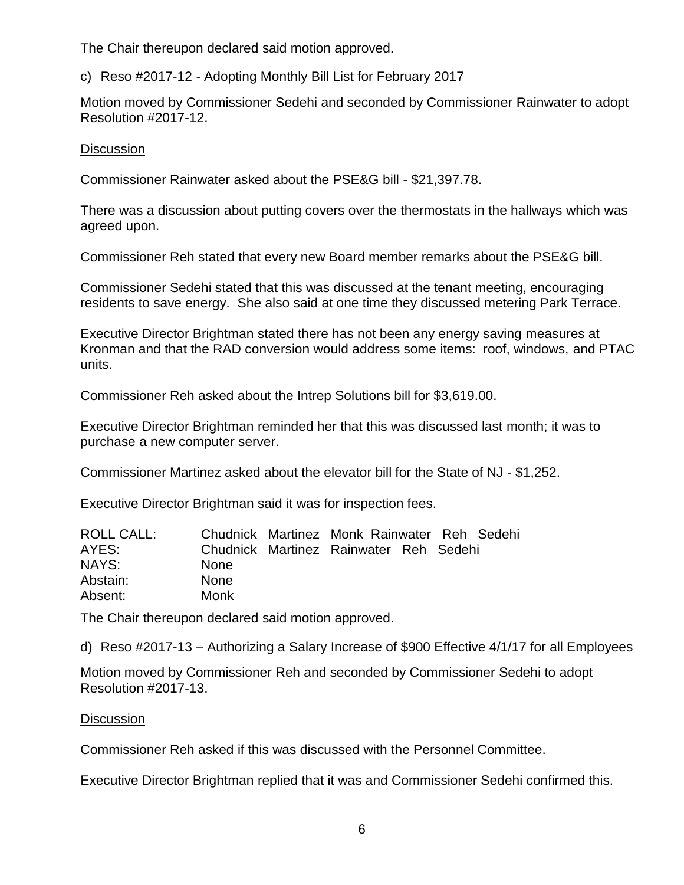The Chair thereupon declared said motion approved.

c) Reso #2017-12 - Adopting Monthly Bill List for February 2017

Motion moved by Commissioner Sedehi and seconded by Commissioner Rainwater to adopt Resolution #2017-12.

Discussion

Commissioner Rainwater asked about the PSE&G bill - $21,397.78.

There was a discussion about putting covers over the thermostats in the hallways which was agreed upon.

Commissioner Reh stated that every new Board member remarks about the PSE&G bill.

Commissioner Sedehi stated that this was discussed at the tenant meeting, encouraging residents to save energy. She also said at one time they discussed metering Park Terrace.

Executive Director Brightman stated there has not been any energy saving measures at Kronman and that the RAD conversion would address some items: roof, windows, and PTAC units.

Commissioner Reh asked about the Intrep Solutions bill for $3,619.00.

Executive Director Brightman reminded her that this was discussed last month; it was to purchase a new computer server.

Commissioner Martinez asked about the elevator bill for the State of NJ - $1,252.

Executive Director Brightman said it was for inspection fees.

| | |
|---|---|
| ROLL CALL: | Chudnick Martinez Monk Rainwater Reh Sedehi |
| AYES: | Chudnick Martinez Rainwater Reh Sedehi |
| NAYS: | None |
| Abstain: | None |
| Absent: | Monk |

The Chair thereupon declared said motion approved.

d) Reso #2017-13 – Authorizing a Salary Increase of $900 Effective 4/1/17 for all Employees

Motion moved by Commissioner Reh and seconded by Commissioner Sedehi to adopt Resolution #2017-13.

Discussion

Commissioner Reh asked if this was discussed with the Personnel Committee.

Executive Director Brightman replied that it was and Commissioner Sedehi confirmed this.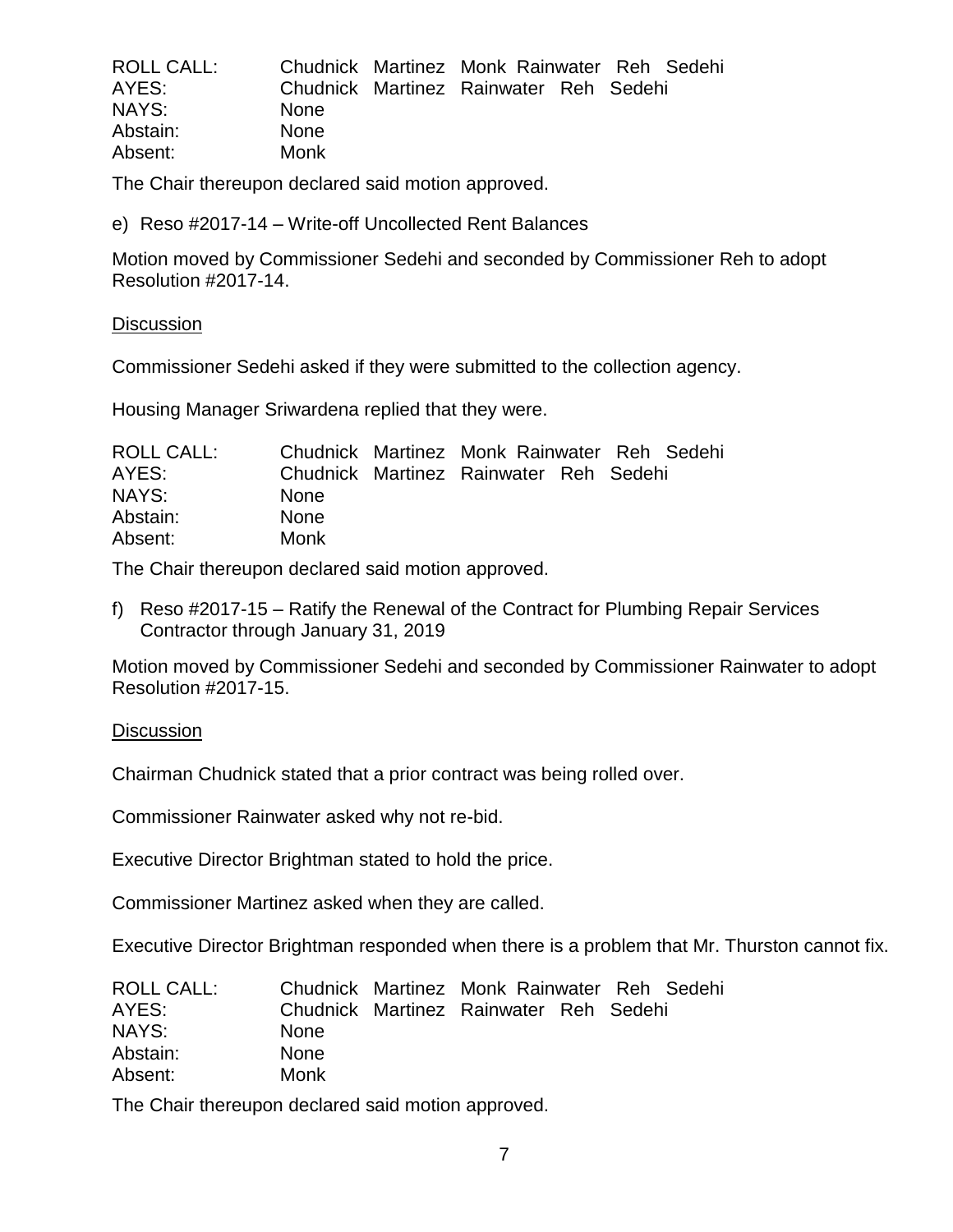| ROLL CALL: | Chudnick Martinez Monk Rainwater Reh Sedehi |
|---|---|
| AYES: | Chudnick Martinez Rainwater Reh Sedehi |
| NAYS: | None |
| Abstain: | None |
| Absent: | Monk |

The Chair thereupon declared said motion approved.

e) Reso #2017-14 – Write-off Uncollected Rent Balances

Motion moved by Commissioner Sedehi and seconded by Commissioner Reh to adopt Resolution #2017-14.

Discussion

Commissioner Sedehi asked if they were submitted to the collection agency.

Housing Manager Sriwardena replied that they were.

| ROLL CALL: | Chudnick Martinez Monk Rainwater Reh Sedehi |
|---|---|
| AYES: | Chudnick Martinez Rainwater Reh Sedehi |
| NAYS: | None |
| Abstain: | None |
| Absent: | Monk |

The Chair thereupon declared said motion approved.

f) Reso #2017-15 – Ratify the Renewal of the Contract for Plumbing Repair Services Contractor through January 31, 2019

Motion moved by Commissioner Sedehi and seconded by Commissioner Rainwater to adopt Resolution #2017-15.

Discussion

Chairman Chudnick stated that a prior contract was being rolled over.

Commissioner Rainwater asked why not re-bid.

Executive Director Brightman stated to hold the price.

Commissioner Martinez asked when they are called.

Executive Director Brightman responded when there is a problem that Mr. Thurston cannot fix.

| ROLL CALL: | Chudnick Martinez Monk Rainwater Reh Sedehi |
|---|---|
| AYES: | Chudnick Martinez Rainwater Reh Sedehi |
| NAYS: | None |
| Abstain: | None |
| Absent: | Monk |

The Chair thereupon declared said motion approved.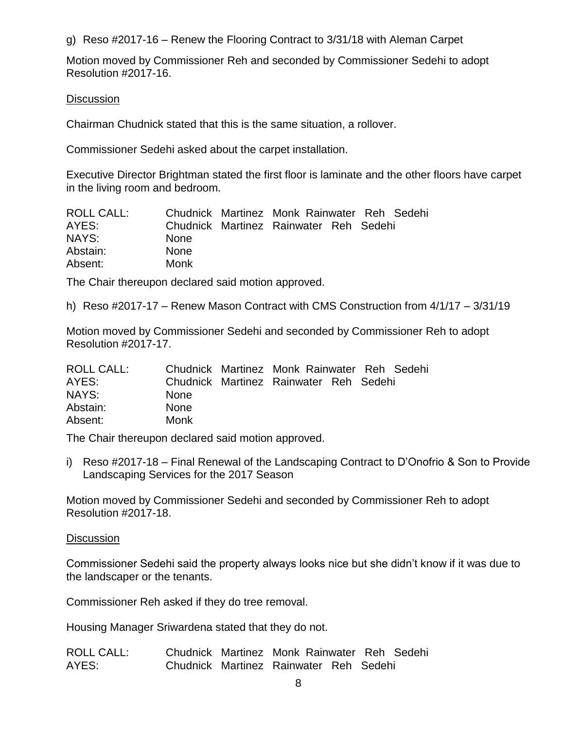g) Reso #2017-16 – Renew the Flooring Contract to 3/31/18 with Aleman Carpet

Motion moved by Commissioner Reh and seconded by Commissioner Sedehi to adopt Resolution #2017-16.

Discussion

Chairman Chudnick stated that this is the same situation, a rollover.

Commissioner Sedehi asked about the carpet installation.

Executive Director Brightman stated the first floor is laminate and the other floors have carpet in the living room and bedroom.

| | |
|---|---|
| ROLL CALL: | Chudnick Martinez Monk Rainwater Reh Sedehi |
| AYES: | Chudnick Martinez Rainwater Reh Sedehi |
| NAYS: | None |
| Abstain: | None |
| Absent: | Monk |

The Chair thereupon declared said motion approved.

h) Reso #2017-17 – Renew Mason Contract with CMS Construction from 4/1/17 – 3/31/19

Motion moved by Commissioner Sedehi and seconded by Commissioner Reh to adopt Resolution #2017-17.

| | |
|---|---|
| ROLL CALL: | Chudnick Martinez Monk Rainwater Reh Sedehi |
| AYES: | Chudnick Martinez Rainwater Reh Sedehi |
| NAYS: | None |
| Abstain: | None |
| Absent: | Monk |

The Chair thereupon declared said motion approved.

i) Reso #2017-18 – Final Renewal of the Landscaping Contract to D'Onofrio & Son to Provide Landscaping Services for the 2017 Season

Motion moved by Commissioner Sedehi and seconded by Commissioner Reh to adopt Resolution #2017-18.

Discussion

Commissioner Sedehi said the property always looks nice but she didn't know if it was due to the landscaper or the tenants.

Commissioner Reh asked if they do tree removal.

Housing Manager Sriwardena stated that they do not.

| | |
|---|---|
| ROLL CALL: | Chudnick Martinez Monk Rainwater Reh Sedehi |
| AYES: | Chudnick Martinez Rainwater Reh Sedehi |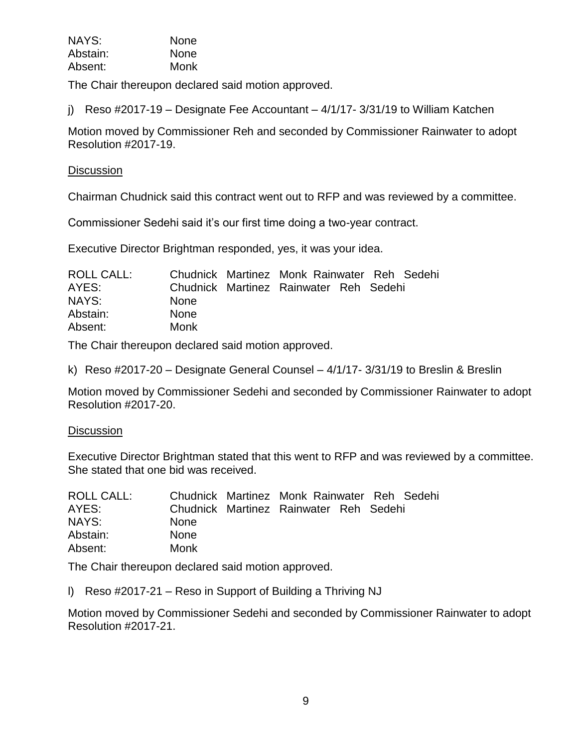NAYS: None
Abstain: None
Absent: Monk

The Chair thereupon declared said motion approved.

j) Reso #2017-19 – Designate Fee Accountant – 4/1/17- 3/31/19 to William Katchen

Motion moved by Commissioner Reh and seconded by Commissioner Rainwater to adopt Resolution #2017-19.

<u>Discussion</u>

Chairman Chudnick said this contract went out to RFP and was reviewed by a committee.

Commissioner Sedehi said it's our first time doing a two-year contract.

Executive Director Brightman responded, yes, it was your idea.

ROLL CALL: Chudnick Martinez Monk Rainwater Reh Sedehi
AYES: Chudnick Martinez Rainwater Reh Sedehi
NAYS: None
Abstain: None
Absent: Monk

The Chair thereupon declared said motion approved.

k) Reso #2017-20 – Designate General Counsel – 4/1/17- 3/31/19 to Breslin & Breslin

Motion moved by Commissioner Sedehi and seconded by Commissioner Rainwater to adopt Resolution #2017-20.

<u>Discussion</u>

Executive Director Brightman stated that this went to RFP and was reviewed by a committee. She stated that one bid was received.

ROLL CALL: Chudnick Martinez Monk Rainwater Reh Sedehi
AYES: Chudnick Martinez Rainwater Reh Sedehi
NAYS: None
Abstain: None
Absent: Monk

The Chair thereupon declared said motion approved.

l) Reso #2017-21 – Reso in Support of Building a Thriving NJ

Motion moved by Commissioner Sedehi and seconded by Commissioner Rainwater to adopt Resolution #2017-21.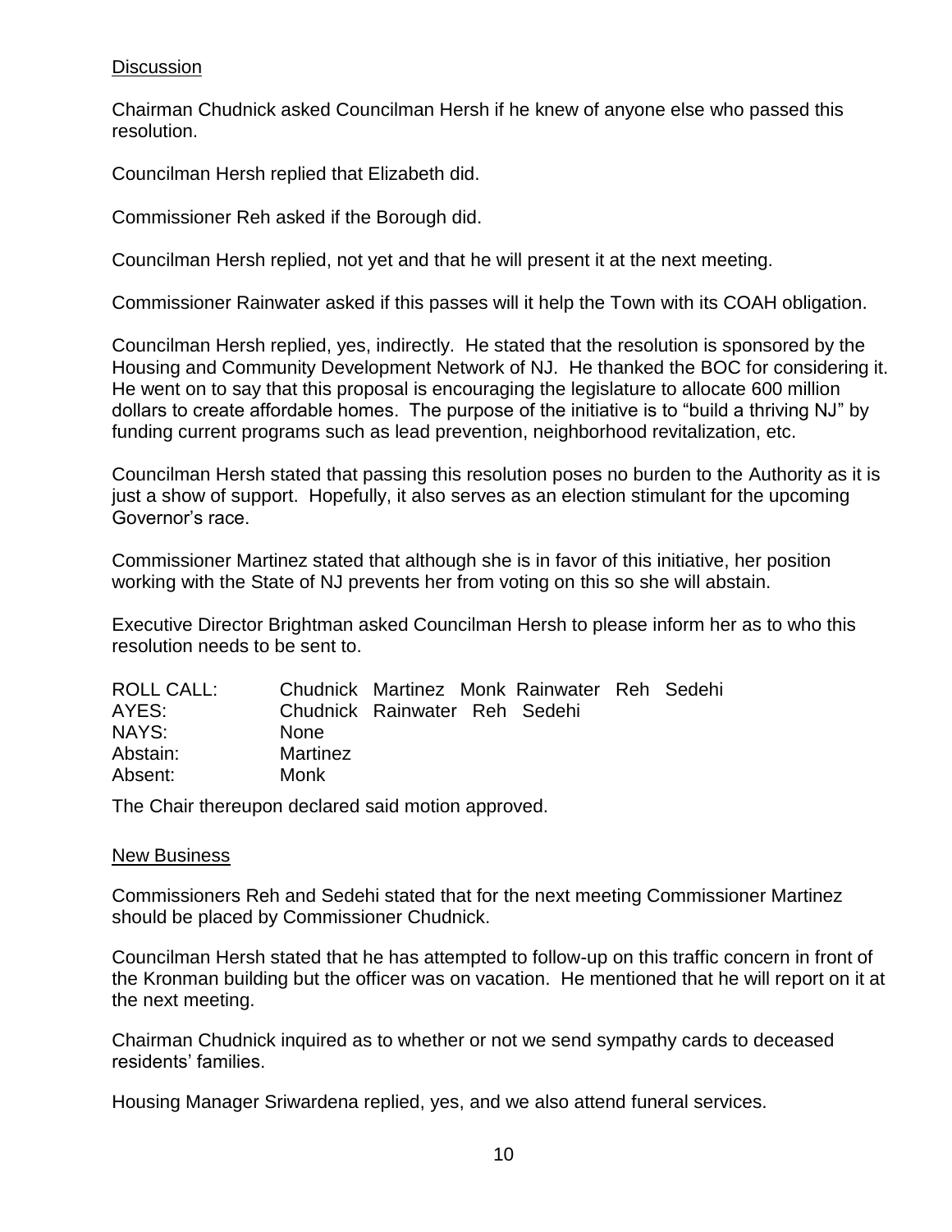Discussion

Chairman Chudnick asked Councilman Hersh if he knew of anyone else who passed this resolution.

Councilman Hersh replied that Elizabeth did.

Commissioner Reh asked if the Borough did.

Councilman Hersh replied, not yet and that he will present it at the next meeting.

Commissioner Rainwater asked if this passes will it help the Town with its COAH obligation.

Councilman Hersh replied, yes, indirectly. He stated that the resolution is sponsored by the Housing and Community Development Network of NJ. He thanked the BOC for considering it. He went on to say that this proposal is encouraging the legislature to allocate 600 million dollars to create affordable homes. The purpose of the initiative is to "build a thriving NJ" by funding current programs such as lead prevention, neighborhood revitalization, etc.

Councilman Hersh stated that passing this resolution poses no burden to the Authority as it is just a show of support. Hopefully, it also serves as an election stimulant for the upcoming Governor's race.

Commissioner Martinez stated that although she is in favor of this initiative, her position working with the State of NJ prevents her from voting on this so she will abstain.

Executive Director Brightman asked Councilman Hersh to please inform her as to who this resolution needs to be sent to.

| | |
|---|---|
| ROLL CALL: | Chudnick Martinez Monk Rainwater Reh Sedehi |
| AYES: | Chudnick Rainwater Reh Sedehi |
| NAYS: | None |
| Abstain: | Martinez |
| Absent: | Monk |

The Chair thereupon declared said motion approved.

New Business

Commissioners Reh and Sedehi stated that for the next meeting Commissioner Martinez should be placed by Commissioner Chudnick.

Councilman Hersh stated that he has attempted to follow-up on this traffic concern in front of the Kronman building but the officer was on vacation. He mentioned that he will report on it at the next meeting.

Chairman Chudnick inquired as to whether or not we send sympathy cards to deceased residents' families.

Housing Manager Sriwardena replied, yes, and we also attend funeral services.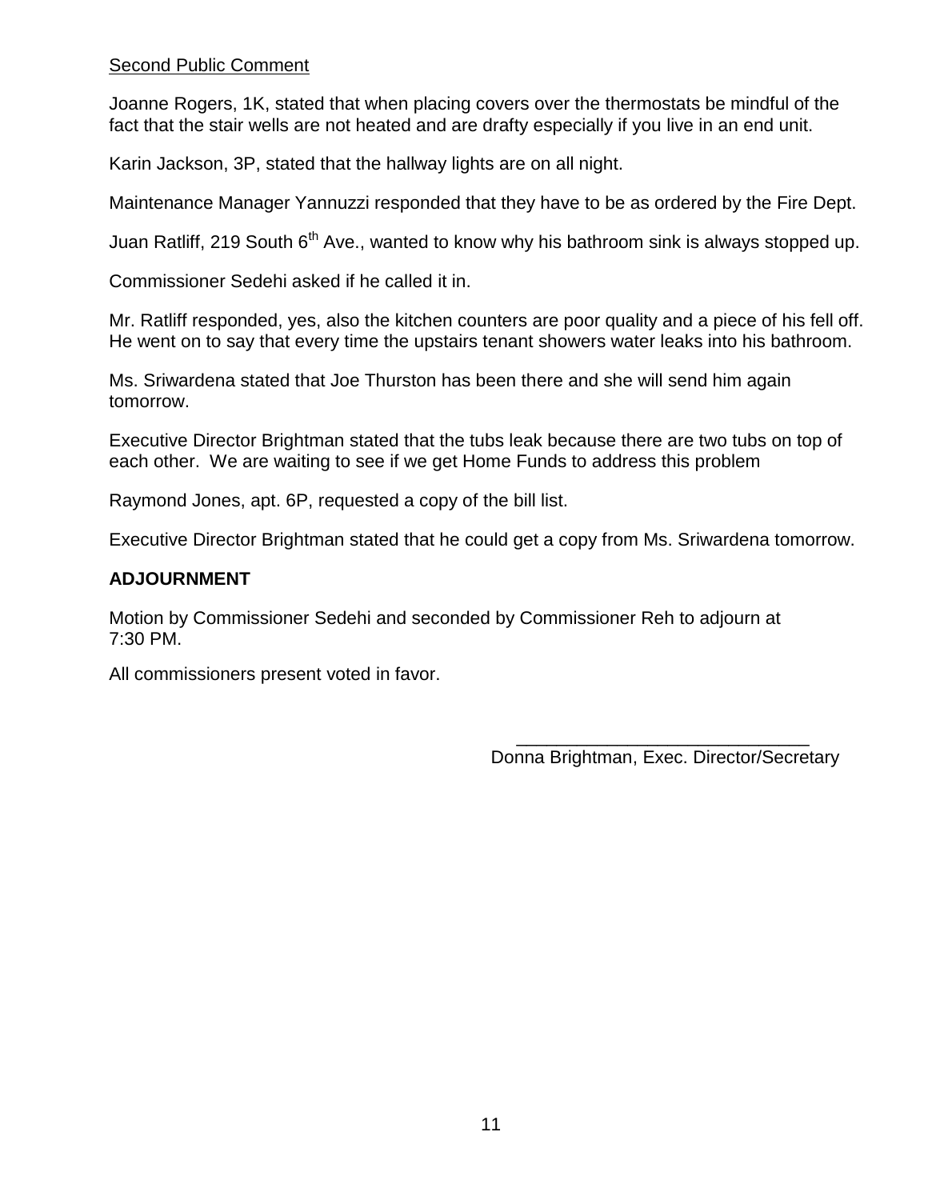Second Public Comment

Joanne Rogers, 1K, stated that when placing covers over the thermostats be mindful of the fact that the stair wells are not heated and are drafty especially if you live in an end unit.

Karin Jackson, 3P, stated that the hallway lights are on all night.

Maintenance Manager Yannuzzi responded that they have to be as ordered by the Fire Dept.

Juan Ratliff, 219 South 6th Ave., wanted to know why his bathroom sink is always stopped up.

Commissioner Sedehi asked if he called it in.

Mr. Ratliff responded, yes, also the kitchen counters are poor quality and a piece of his fell off. He went on to say that every time the upstairs tenant showers water leaks into his bathroom.

Ms. Sriwardena stated that Joe Thurston has been there and she will send him again tomorrow.

Executive Director Brightman stated that the tubs leak because there are two tubs on top of each other. We are waiting to see if we get Home Funds to address this problem

Raymond Jones, apt. 6P, requested a copy of the bill list.

Executive Director Brightman stated that he could get a copy from Ms. Sriwardena tomorrow.

**ADJOURNMENT**

Motion by Commissioner Sedehi and seconded by Commissioner Reh to adjourn at 7:30 PM.

All commissioners present voted in favor.

\_\_\_\_\_\_\_\_\_\_\_\_\_\_\_\_\_\_\_\_\_\_\_\_\_\_\_\_\_\_

Donna Brightman, Exec. Director/Secretary